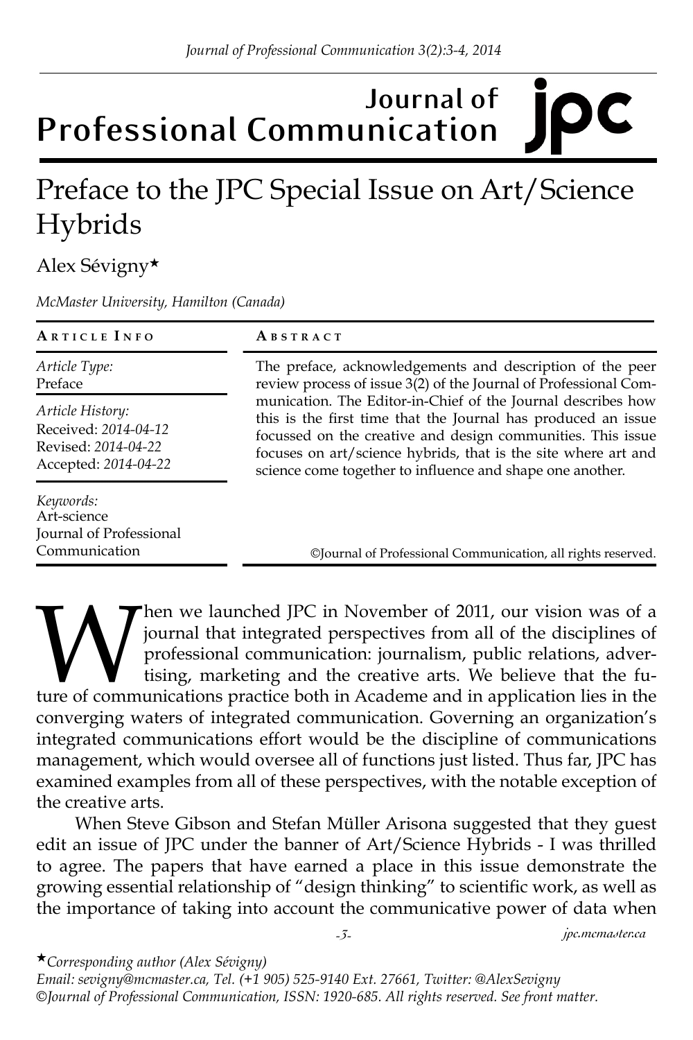# Journal of Professional Communication

# Preface to the JPC Special Issue on Art/Science Hybrids

Alex Sévigny★

*McMaster University, Hamilton (Canada)*

**ARTICLE INFO**

*Article Type:*
Preface

*Article History:*
Received: *2014-04-12*
Revised: *2014-04-22*
Accepted: *2014-04-22*

*Keywords:*
Art-science
Journal of Professional Communication

**ABSTRACT**

The preface, acknowledgements and description of the peer review process of issue 3(2) of the Journal of Professional Communication. The Editor-in-Chief of the Journal describes how this is the first time that the Journal has produced an issue focussed on the creative and design communities. This issue focuses on art/science hybrids, that is the site where art and science come together to influence and shape one another.

©Journal of Professional Communication, all rights reserved.

When we launched JPC in November of 2011, our vision was of a journal that integrated perspectives from all of the disciplines of professional communication: journalism, public relations, advertising, marketing and the creative arts. We believe that the future of communications practice both in Academe and in application lies in the converging waters of integrated communication. Governing an organization's integrated communications effort would be the discipline of communications management, which would oversee all of functions just listed. Thus far, JPC has examined examples from all of these perspectives, with the notable exception of the creative arts.

When Steve Gibson and Stefan Müller Arisona suggested that they guest edit an issue of JPC under the banner of Art/Science Hybrids - I was thrilled to agree. The papers that have earned a place in this issue demonstrate the growing essential relationship of "design thinking" to scientific work, as well as the importance of taking into account the communicative power of data when

★*Corresponding author (Alex Sévigny)*
*Email: sevigny@mcmaster.ca, Tel. (+1 905) 525-9140 Ext. 27661, Twitter: @AlexSevigny*
*©Journal of Professional Communication, ISSN: 1920-685. All rights reserved. See front matter.*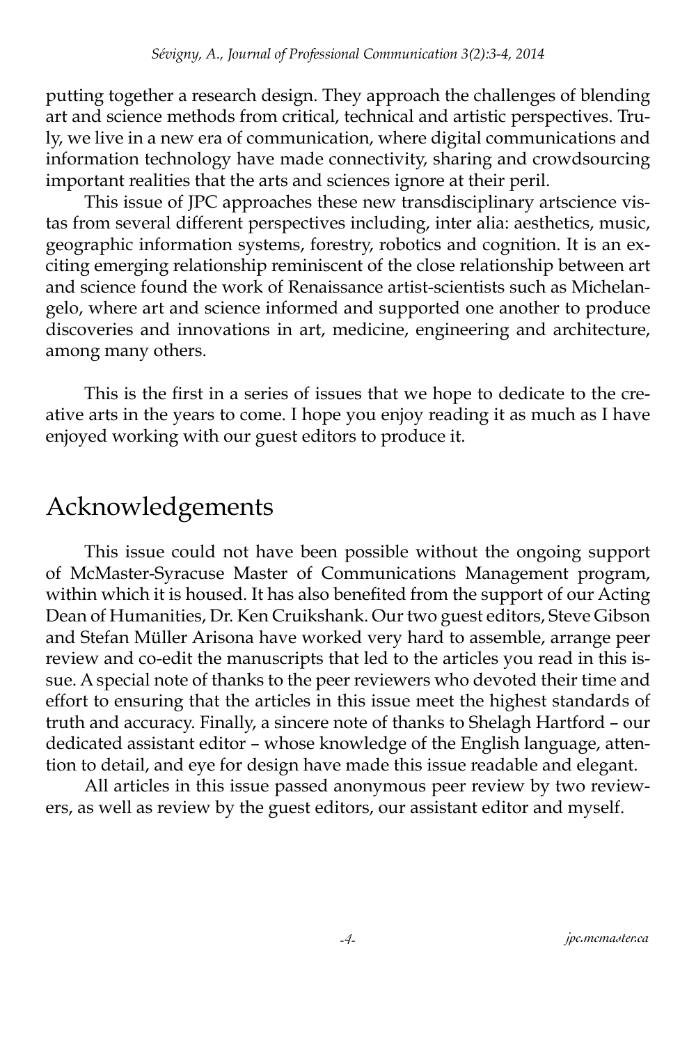putting together a research design. They approach the challenges of blending art and science methods from critical, technical and artistic perspectives. Truly, we live in a new era of communication, where digital communications and information technology have made connectivity, sharing and crowdsourcing important realities that the arts and sciences ignore at their peril.

This issue of JPC approaches these new transdisciplinary artscience vistas from several different perspectives including, inter alia: aesthetics, music, geographic information systems, forestry, robotics and cognition. It is an exciting emerging relationship reminiscent of the close relationship between art and science found the work of Renaissance artist-scientists such as Michelangelo, where art and science informed and supported one another to produce discoveries and innovations in art, medicine, engineering and architecture, among many others.

This is the first in a series of issues that we hope to dedicate to the creative arts in the years to come. I hope you enjoy reading it as much as I have enjoyed working with our guest editors to produce it.

## Acknowledgements

This issue could not have been possible without the ongoing support of McMaster-Syracuse Master of Communications Management program, within which it is housed. It has also benefited from the support of our Acting Dean of Humanities, Dr. Ken Cruikshank. Our two guest editors, Steve Gibson and Stefan Müller Arisona have worked very hard to assemble, arrange peer review and co-edit the manuscripts that led to the articles you read in this issue. A special note of thanks to the peer reviewers who devoted their time and effort to ensuring that the articles in this issue meet the highest standards of truth and accuracy. Finally, a sincere note of thanks to Shelagh Hartford – our dedicated assistant editor – whose knowledge of the English language, attention to detail, and eye for design have made this issue readable and elegant.

All articles in this issue passed anonymous peer review by two reviewers, as well as review by the guest editors, our assistant editor and myself.